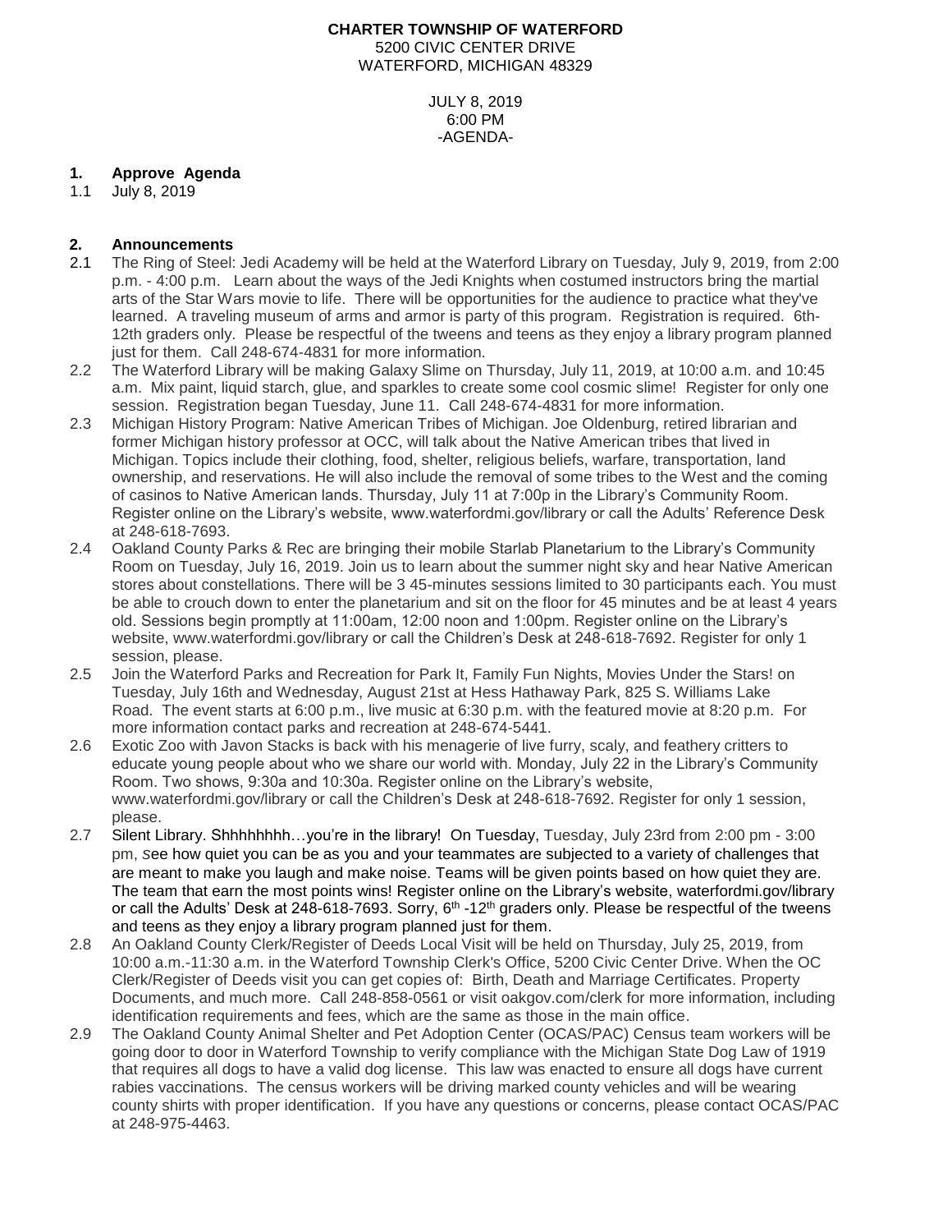**CHARTER TOWNSHIP OF WATERFORD**
5200 CIVIC CENTER DRIVE
WATERFORD, MICHIGAN 48329

JULY 8, 2019
6:00 PM
-AGENDA-

## 1. Approve Agenda

1.1 July 8, 2019

## 2. Announcements

2.1 The Ring of Steel: Jedi Academy will be held at the Waterford Library on Tuesday, July 9, 2019, from 2:00 p.m. - 4:00 p.m. Learn about the ways of the Jedi Knights when costumed instructors bring the martial arts of the Star Wars movie to life. There will be opportunities for the audience to practice what they've learned. A traveling museum of arms and armor is party of this program. Registration is required. 6th-12th graders only. Please be respectful of the tweens and teens as they enjoy a library program planned just for them. Call 248-674-4831 for more information.

2.2 The Waterford Library will be making Galaxy Slime on Thursday, July 11, 2019, at 10:00 a.m. and 10:45 a.m. Mix paint, liquid starch, glue, and sparkles to create some cool cosmic slime! Register for only one session. Registration began Tuesday, June 11. Call 248-674-4831 for more information.

2.3 Michigan History Program: Native American Tribes of Michigan. Joe Oldenburg, retired librarian and former Michigan history professor at OCC, will talk about the Native American tribes that lived in Michigan. Topics include their clothing, food, shelter, religious beliefs, warfare, transportation, land ownership, and reservations. He will also include the removal of some tribes to the West and the coming of casinos to Native American lands. Thursday, July 11 at 7:00p in the Library's Community Room. Register online on the Library's website, www.waterfordmi.gov/library or call the Adults' Reference Desk at 248-618-7693.

2.4 Oakland County Parks & Rec are bringing their mobile Starlab Planetarium to the Library's Community Room on Tuesday, July 16, 2019. Join us to learn about the summer night sky and hear Native American stores about constellations. There will be 3 45-minutes sessions limited to 30 participants each. You must be able to crouch down to enter the planetarium and sit on the floor for 45 minutes and be at least 4 years old. Sessions begin promptly at 11:00am, 12:00 noon and 1:00pm. Register online on the Library's website, www.waterfordmi.gov/library or call the Children's Desk at 248-618-7692. Register for only 1 session, please.

2.5 Join the Waterford Parks and Recreation for Park It, Family Fun Nights, Movies Under the Stars! on Tuesday, July 16th and Wednesday, August 21st at Hess Hathaway Park, 825 S. Williams Lake Road. The event starts at 6:00 p.m., live music at 6:30 p.m. with the featured movie at 8:20 p.m. For more information contact parks and recreation at 248-674-5441.

2.6 Exotic Zoo with Javon Stacks is back with his menagerie of live furry, scaly, and feathery critters to educate young people about who we share our world with. Monday, July 22 in the Library's Community Room. Two shows, 9:30a and 10:30a. Register online on the Library's website, www.waterfordmi.gov/library or call the Children's Desk at 248-618-7692. Register for only 1 session, please.

2.7 Silent Library. Shhhhhhhh…you're in the library! On Tuesday, Tuesday, July 23rd from 2:00 pm - 3:00 pm, *s*ee how quiet you can be as you and your teammates are subjected to a variety of challenges that are meant to make you laugh and make noise. Teams will be given points based on how quiet they are. The team that earn the most points wins! Register online on the Library's website, waterfordmi.gov/library or call the Adults' Desk at 248-618-7693. Sorry, 6th -12th graders only. Please be respectful of the tweens and teens as they enjoy a library program planned just for them.

2.8 An Oakland County Clerk/Register of Deeds Local Visit will be held on Thursday, July 25, 2019, from 10:00 a.m.-11:30 a.m. in the Waterford Township Clerk's Office, 5200 Civic Center Drive. When the OC Clerk/Register of Deeds visit you can get copies of: Birth, Death and Marriage Certificates. Property Documents, and much more. Call 248-858-0561 or visit oakgov.com/clerk for more information, including identification requirements and fees, which are the same as those in the main office.

2.9 The Oakland County Animal Shelter and Pet Adoption Center (OCAS/PAC) Census team workers will be going door to door in Waterford Township to verify compliance with the Michigan State Dog Law of 1919 that requires all dogs to have a valid dog license. This law was enacted to ensure all dogs have current rabies vaccinations. The census workers will be driving marked county vehicles and will be wearing county shirts with proper identification. If you have any questions or concerns, please contact OCAS/PAC at 248-975-4463.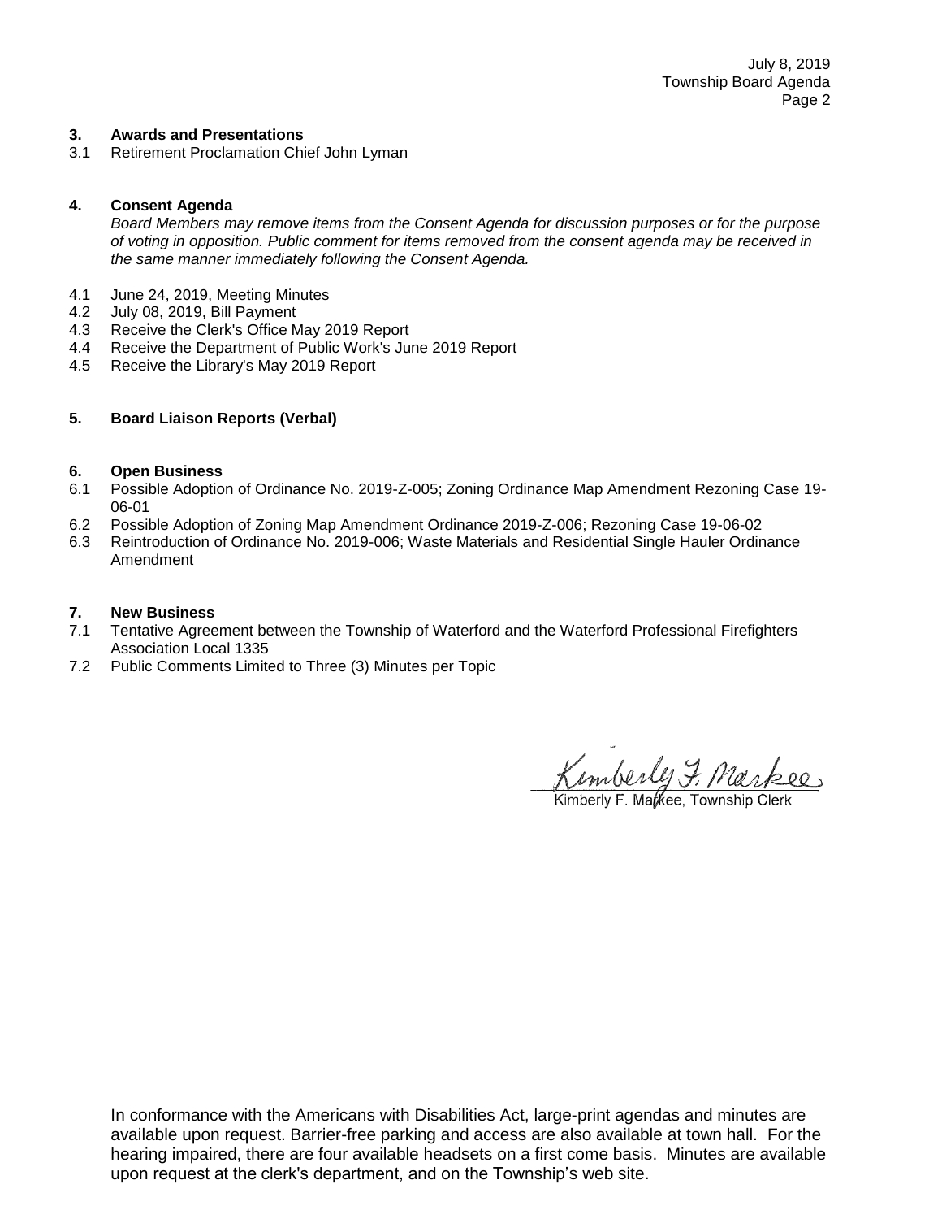## 3. Awards and Presentations

3.1 Retirement Proclamation Chief John Lyman

## 4. Consent Agenda

*Board Members may remove items from the Consent Agenda for discussion purposes or for the purpose of voting in opposition. Public comment for items removed from the consent agenda may be received in the same manner immediately following the Consent Agenda.*

4.1 June 24, 2019, Meeting Minutes
4.2 July 08, 2019, Bill Payment
4.3 Receive the Clerk's Office May 2019 Report
4.4 Receive the Department of Public Work's June 2019 Report
4.5 Receive the Library's May 2019 Report

## 5. Board Liaison Reports (Verbal)

## 6. Open Business

6.1 Possible Adoption of Ordinance No. 2019-Z-005; Zoning Ordinance Map Amendment Rezoning Case 19-06-01
6.2 Possible Adoption of Zoning Map Amendment Ordinance 2019-Z-006; Rezoning Case 19-06-02
6.3 Reintroduction of Ordinance No. 2019-006; Waste Materials and Residential Single Hauler Ordinance Amendment

## 7. New Business

7.1 Tentative Agreement between the Township of Waterford and the Waterford Professional Firefighters Association Local 1335
7.2 Public Comments Limited to Three (3) Minutes per Topic

Kimberly F. Markee

Kimberly F. Markee, Township Clerk

In conformance with the Americans with Disabilities Act, large-print agendas and minutes are available upon request. Barrier-free parking and access are also available at town hall. For the hearing impaired, there are four available headsets on a first come basis. Minutes are available upon request at the clerk's department, and on the Township's web site.